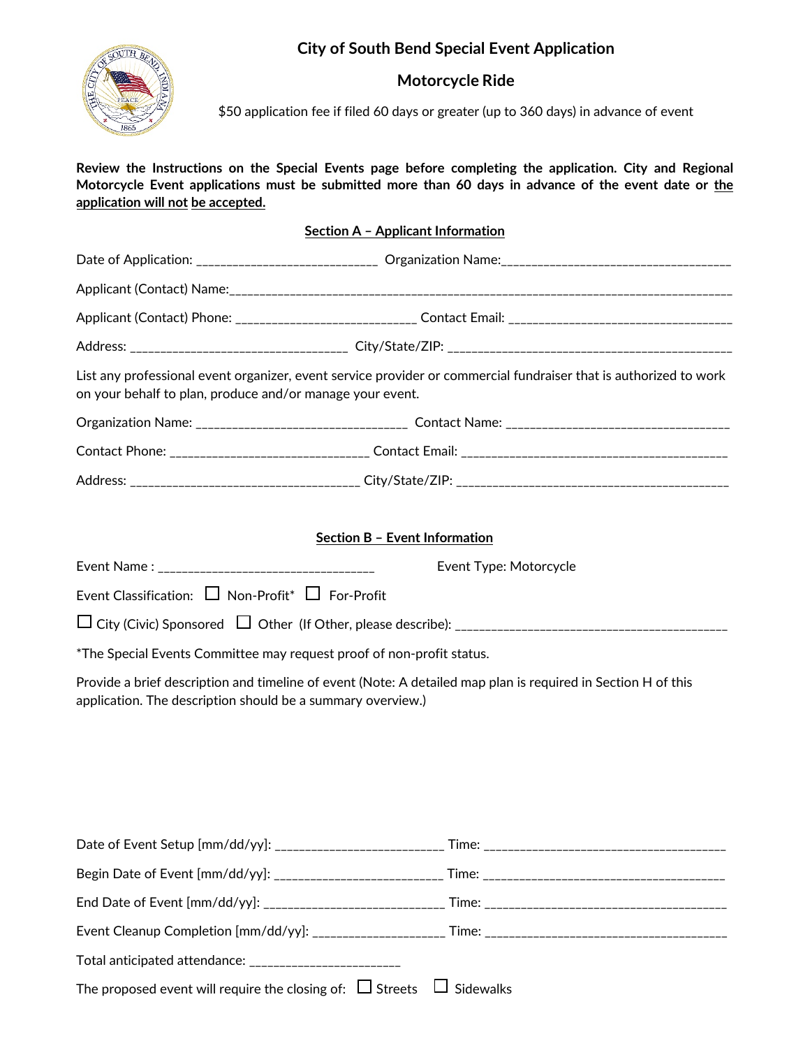# City of South Bend Special Event Application

## Motorcycle Ride

$50 application fee if filed 60 days or greater (up to 360 days) in advance of event

**Review the Instructions on the Special Events page before completing the application. City and Regional Motorcycle Event applications must be submitted more than 60 days in advance of the event date or the application will not be accepted.**

### Section A – Applicant Information

Date of Application: ____________________________ Organization Name:_____________________________________

Applicant (Contact) Name:_____________________________________________________________________________________

Applicant (Contact) Phone: ____________________________ Contact Email: _____________________________________

Address: __________________________________ City/State/ZIP: _______________________________________________

List any professional event organizer, event service provider or commercial fundraiser that is authorized to work on your behalf to plan, produce and/or manage your event.

Organization Name: _________________________________ Contact Name: _____________________________________

Contact Phone: _______________________________ Contact Email: _________________________________________

Address: ____________________________________ City/State/ZIP: _____________________________________________

### Section B – Event Information

Event Name : __________________________________ Event Type: Motorcycle

Event Classification: ☐ Non-Profit* ☐ For-Profit

☐ City (Civic) Sponsored ☐ Other (If Other, please describe): _____________________________________________

*The Special Events Committee may request proof of non-profit status.

Provide a brief description and timeline of event (Note: A detailed map plan is required in Section H of this application. The description should be a summary overview.)

Date of Event Setup [mm/dd/yy]: __________________________ Time: _________________________________________

Begin Date of Event [mm/dd/yy]: __________________________ Time: _________________________________________

End Date of Event [mm/dd/yy]: ____________________________ Time: _________________________________________

Event Cleanup Completion [mm/dd/yy]: _____________________ Time: _________________________________________

Total anticipated attendance: ________________________

The proposed event will require the closing of: ☐ Streets ☐ Sidewalks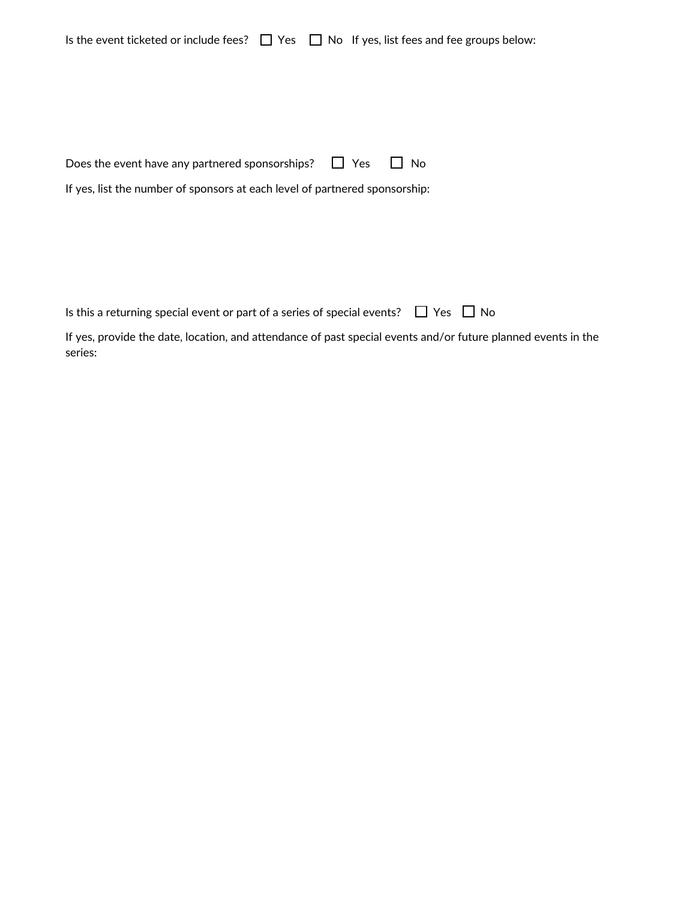Is the event ticketed or include fees? ☐ Yes ☐ No If yes, list fees and fee groups below:

Does the event have any partnered sponsorships? ☐ Yes ☐ No

If yes, list the number of sponsors at each level of partnered sponsorship:

Is this a returning special event or part of a series of special events? ☐ Yes ☐ No

If yes, provide the date, location, and attendance of past special events and/or future planned events in the series: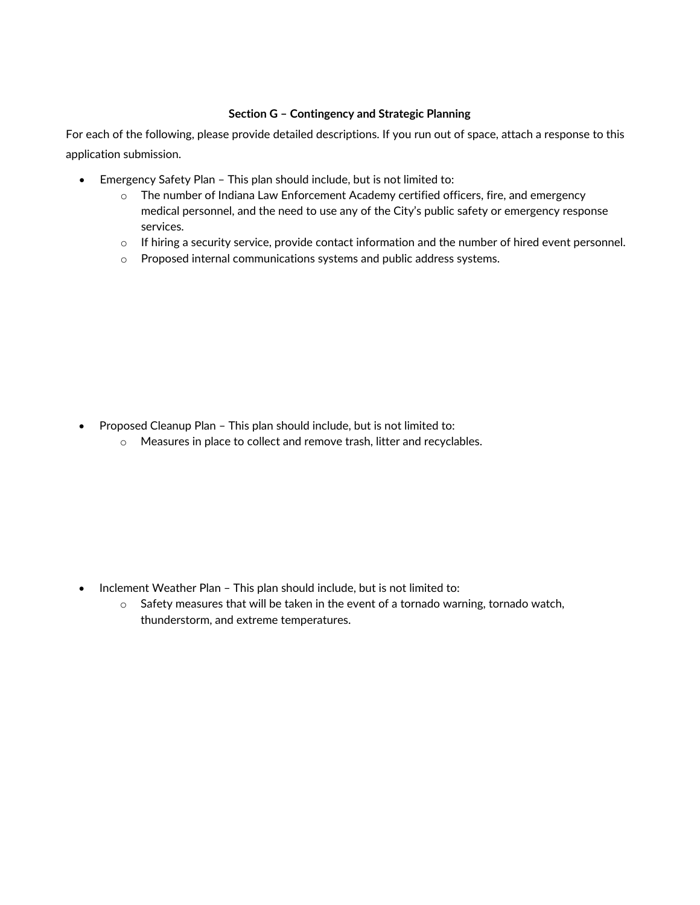**Section G – Contingency and Strategic Planning**

For each of the following, please provide detailed descriptions. If you run out of space, attach a response to this application submission.

- Emergency Safety Plan – This plan should include, but is not limited to:
  - The number of Indiana Law Enforcement Academy certified officers, fire, and emergency medical personnel, and the need to use any of the City's public safety or emergency response services.
  - If hiring a security service, provide contact information and the number of hired event personnel.
  - Proposed internal communications systems and public address systems.

- Proposed Cleanup Plan – This plan should include, but is not limited to:
  - Measures in place to collect and remove trash, litter and recyclables.

- Inclement Weather Plan – This plan should include, but is not limited to:
  - Safety measures that will be taken in the event of a tornado warning, tornado watch, thunderstorm, and extreme temperatures.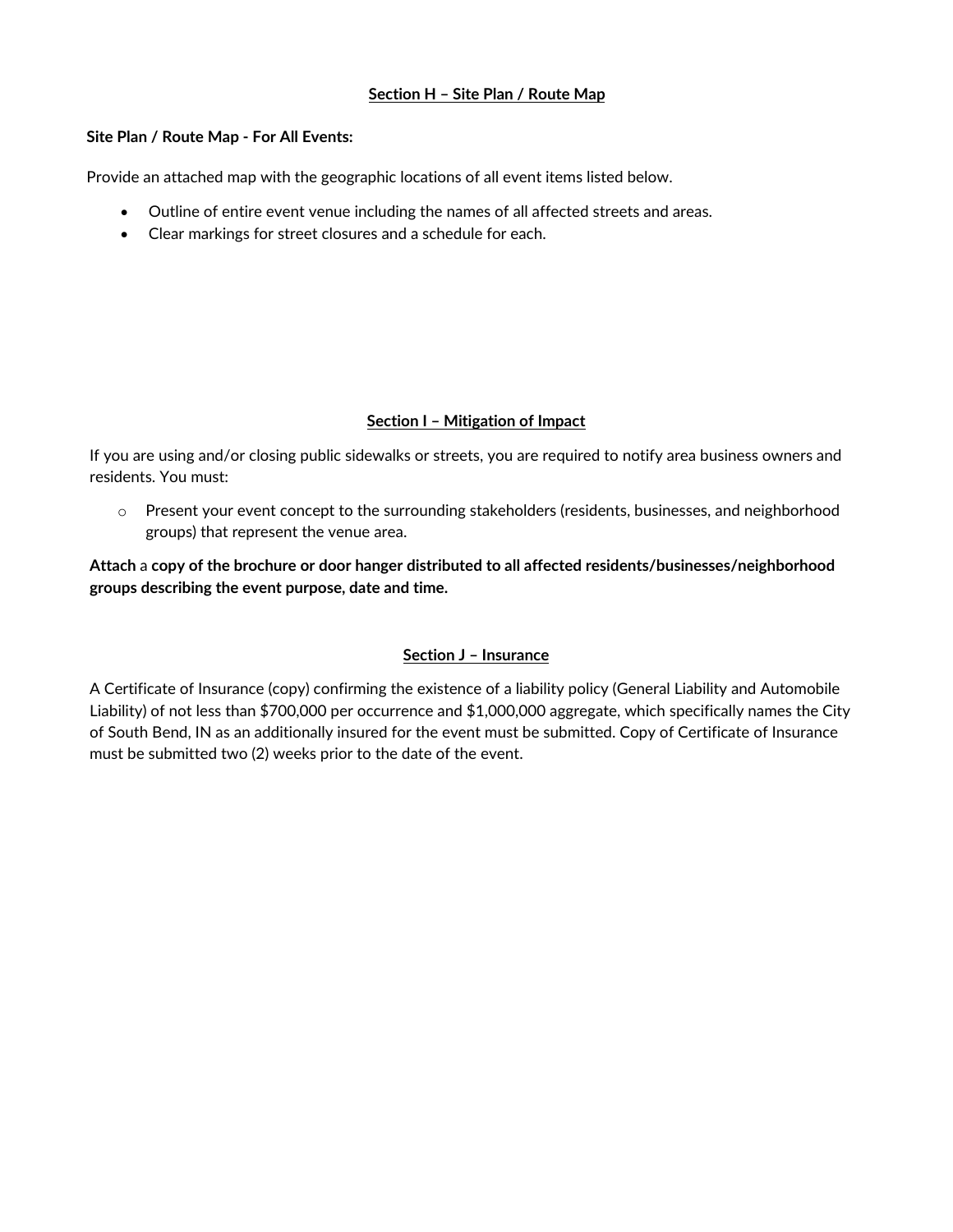## Section H – Site Plan / Route Map

**Site Plan / Route Map - For All Events:**

Provide an attached map with the geographic locations of all event items listed below.

- Outline of entire event venue including the names of all affected streets and areas.
- Clear markings for street closures and a schedule for each.

## Section I – Mitigation of Impact

If you are using and/or closing public sidewalks or streets, you are required to notify area business owners and residents. You must:

- Present your event concept to the surrounding stakeholders (residents, businesses, and neighborhood groups) that represent the venue area.

**Attach** a **copy of the brochure or door hanger distributed to all affected residents/businesses/neighborhood groups describing the event purpose, date and time.**

## Section J – Insurance

A Certificate of Insurance (copy) confirming the existence of a liability policy (General Liability and Automobile Liability) of not less than $700,000 per occurrence and $1,000,000 aggregate, which specifically names the City of South Bend, IN as an additionally insured for the event must be submitted. Copy of Certificate of Insurance must be submitted two (2) weeks prior to the date of the event.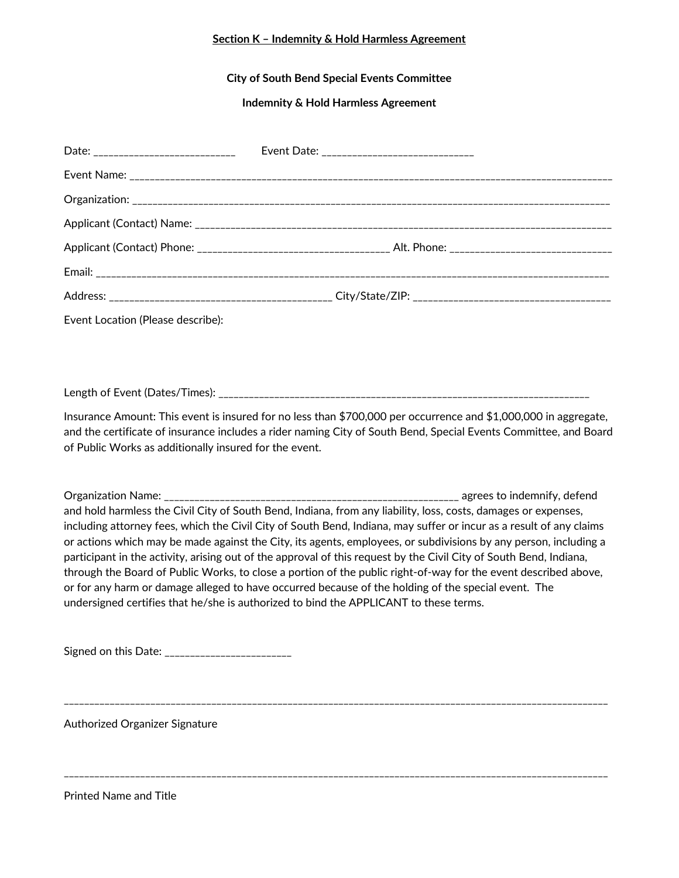**Section K – Indemnity & Hold Harmless Agreement**

**City of South Bend Special Events Committee**

**Indemnity & Hold Harmless Agreement**

Date: ___________________________ Event Date: _____________________________

Event Name: ____________________________________________________________________________________________

Organization: ___________________________________________________________________________________________

Applicant (Contact) Name: _______________________________________________________________________________

Applicant (Contact) Phone: _____________________________________ Alt. Phone: _______________________________

Email: _________________________________________________________________________________________________

Address: __________________________________________ City/State/ZIP: _________________________________________

Event Location (Please describe):

Length of Event (Dates/Times): ______________________________________________________________________

Insurance Amount: This event is insured for no less than $700,000 per occurrence and $1,000,000 in aggregate, and the certificate of insurance includes a rider naming City of South Bend, Special Events Committee, and Board of Public Works as additionally insured for the event.

Organization Name: ________________________________________________________ agrees to indemnify, defend and hold harmless the Civil City of South Bend, Indiana, from any liability, loss, costs, damages or expenses, including attorney fees, which the Civil City of South Bend, Indiana, may suffer or incur as a result of any claims or actions which may be made against the City, its agents, employees, or subdivisions by any person, including a participant in the activity, arising out of the approval of this request by the Civil City of South Bend, Indiana, through the Board of Public Works, to close a portion of the public right-of-way for the event described above, or for any harm or damage alleged to have occurred because of the holding of the special event. The undersigned certifies that he/she is authorized to bind the APPLICANT to these terms.

Signed on this Date: ________________________

_____________________________________________________________________________________________________________

Authorized Organizer Signature

_____________________________________________________________________________________________________________

Printed Name and Title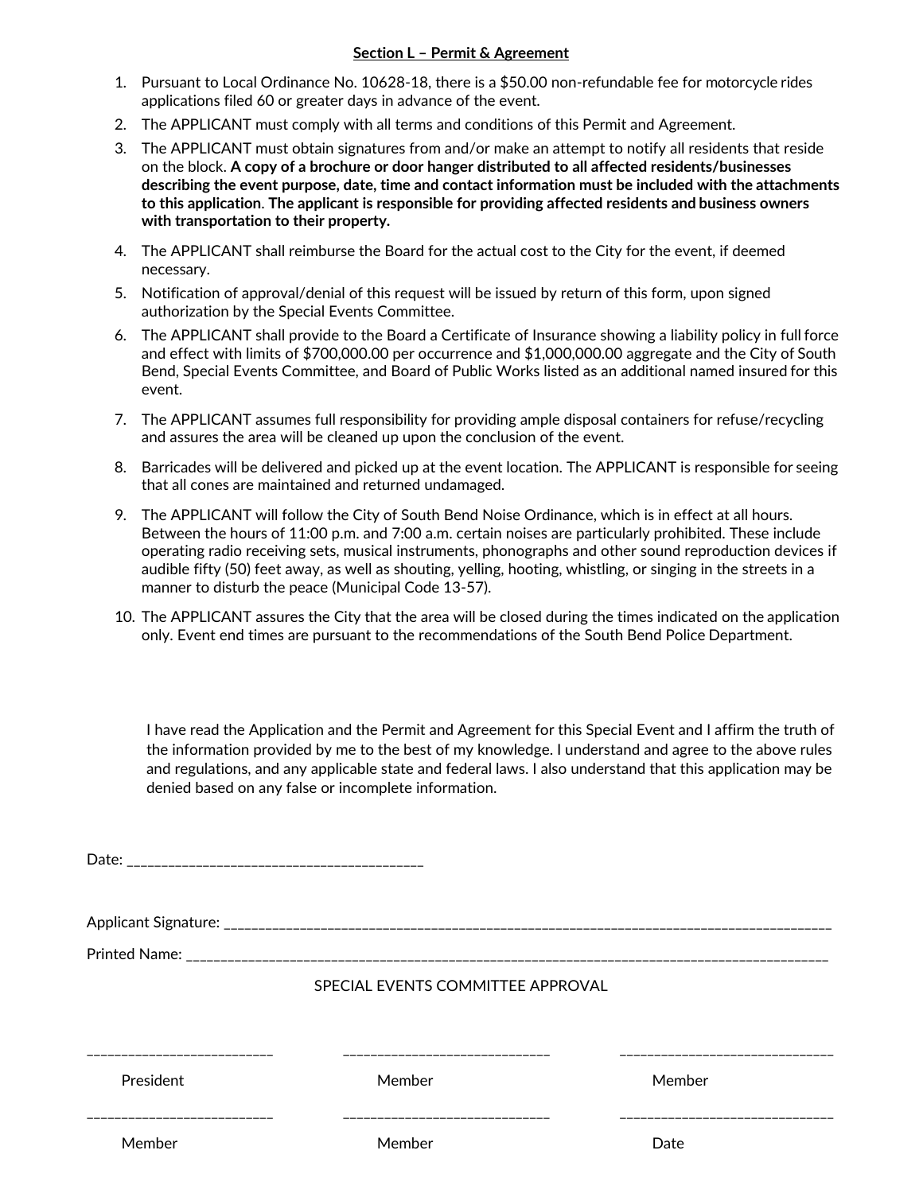**Section L – Permit & Agreement**

1. Pursuant to Local Ordinance No. 10628-18, there is a $50.00 non-refundable fee for motorcycle rides applications filed 60 or greater days in advance of the event.
2. The APPLICANT must comply with all terms and conditions of this Permit and Agreement.
3. The APPLICANT must obtain signatures from and/or make an attempt to notify all residents that reside on the block. **A copy of a brochure or door hanger distributed to all affected residents/businesses describing the event purpose, date, time and contact information must be included with the attachments to this application**. **The applicant is responsible for providing affected residents and business owners with transportation to their property.**
4. The APPLICANT shall reimburse the Board for the actual cost to the City for the event, if deemed necessary.
5. Notification of approval/denial of this request will be issued by return of this form, upon signed authorization by the Special Events Committee.
6. The APPLICANT shall provide to the Board a Certificate of Insurance showing a liability policy in full force and effect with limits of $700,000.00 per occurrence and $1,000,000.00 aggregate and the City of South Bend, Special Events Committee, and Board of Public Works listed as an additional named insured for this event.
7. The APPLICANT assumes full responsibility for providing ample disposal containers for refuse/recycling and assures the area will be cleaned up upon the conclusion of the event.
8. Barricades will be delivered and picked up at the event location. The APPLICANT is responsible for seeing that all cones are maintained and returned undamaged.
9. The APPLICANT will follow the City of South Bend Noise Ordinance, which is in effect at all hours. Between the hours of 11:00 p.m. and 7:00 a.m. certain noises are particularly prohibited. These include operating radio receiving sets, musical instruments, phonographs and other sound reproduction devices if audible fifty (50) feet away, as well as shouting, yelling, hooting, whistling, or singing in the streets in a manner to disturb the peace (Municipal Code 13-57).
10. The APPLICANT assures the City that the area will be closed during the times indicated on the application only. Event end times are pursuant to the recommendations of the South Bend Police Department.

I have read the Application and the Permit and Agreement for this Special Event and I affirm the truth of the information provided by me to the best of my knowledge. I understand and agree to the above rules and regulations, and any applicable state and federal laws. I also understand that this application may be denied based on any false or incomplete information.

Date: ___________________________________________

Applicant Signature: ___________________________________________________________________________________________

Printed Name: _______________________________________________________________________________________________

SPECIAL EVENTS COMMITTEE APPROVAL

| | | |
|---|---|---|
| ___________________________ | ______________________________ | _______________________________ |
| President | Member | Member |
| ___________________________ | ______________________________ | _______________________________ |
| Member | Member | Date |